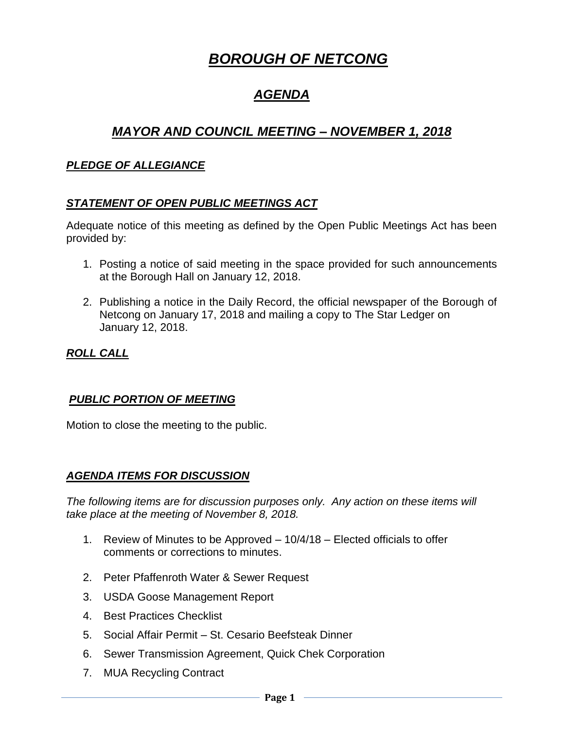# ***BOROUGH OF NETCONG***

## ***AGENDA***

## ***MAYOR AND COUNCIL MEETING – NOVEMBER 1, 2018***

### ***PLEDGE OF ALLEGIANCE***

### ***STATEMENT OF OPEN PUBLIC MEETINGS ACT***

Adequate notice of this meeting as defined by the Open Public Meetings Act has been provided by:

1. Posting a notice of said meeting in the space provided for such announcements at the Borough Hall on January 12, 2018.

2. Publishing a notice in the Daily Record, the official newspaper of the Borough of Netcong on January 17, 2018 and mailing a copy to The Star Ledger on January 12, 2018.

### ***ROLL CALL***

### ***PUBLIC PORTION OF MEETING***

Motion to close the meeting to the public.

### ***AGENDA ITEMS FOR DISCUSSION***

*The following items are for discussion purposes only. Any action on these items will take place at the meeting of November 8, 2018.*

1. Review of Minutes to be Approved – 10/4/18 – Elected officials to offer comments or corrections to minutes.

2. Peter Pfaffenroth Water & Sewer Request

3. USDA Goose Management Report

4. Best Practices Checklist

5. Social Affair Permit – St. Cesario Beefsteak Dinner

6. Sewer Transmission Agreement, Quick Chek Corporation

7. MUA Recycling Contract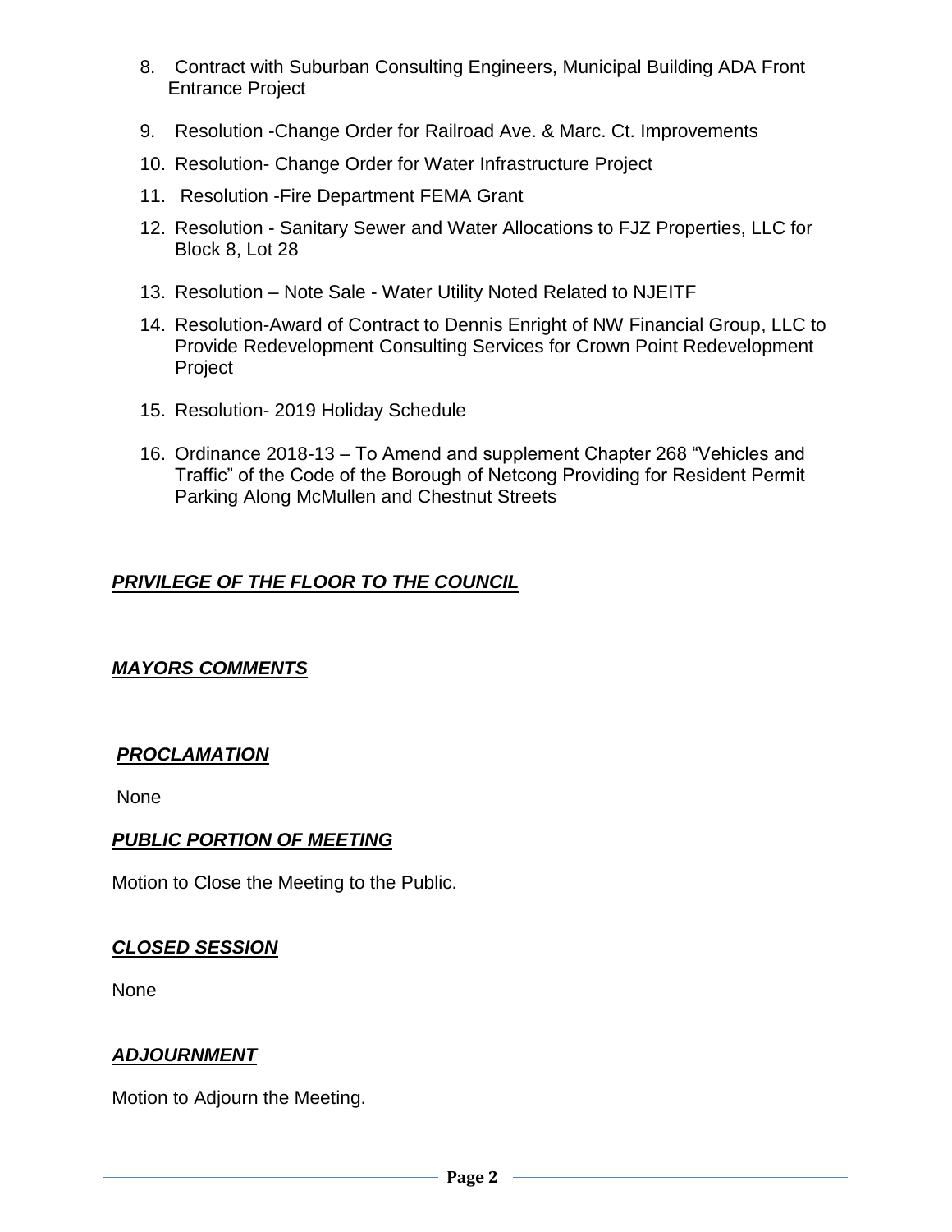8. Contract with Suburban Consulting Engineers, Municipal Building ADA Front Entrance Project
9. Resolution -Change Order for Railroad Ave. & Marc. Ct. Improvements
10. Resolution- Change Order for Water Infrastructure Project
11. Resolution -Fire Department FEMA Grant
12. Resolution - Sanitary Sewer and Water Allocations to FJZ Properties, LLC for Block 8, Lot 28
13. Resolution – Note Sale - Water Utility Noted Related to NJEITF
14. Resolution-Award of Contract to Dennis Enright of NW Financial Group, LLC to Provide Redevelopment Consulting Services for Crown Point Redevelopment Project
15. Resolution- 2019 Holiday Schedule
16. Ordinance 2018-13 – To Amend and supplement Chapter 268 "Vehicles and Traffic" of the Code of the Borough of Netcong Providing for Resident Permit Parking Along McMullen and Chestnut Streets

***PRIVILEGE OF THE FLOOR TO THE COUNCIL***

***MAYORS COMMENTS***

***PROCLAMATION***

None

***PUBLIC PORTION OF MEETING***

Motion to Close the Meeting to the Public.

***CLOSED SESSION***

None

***ADJOURNMENT***

Motion to Adjourn the Meeting.